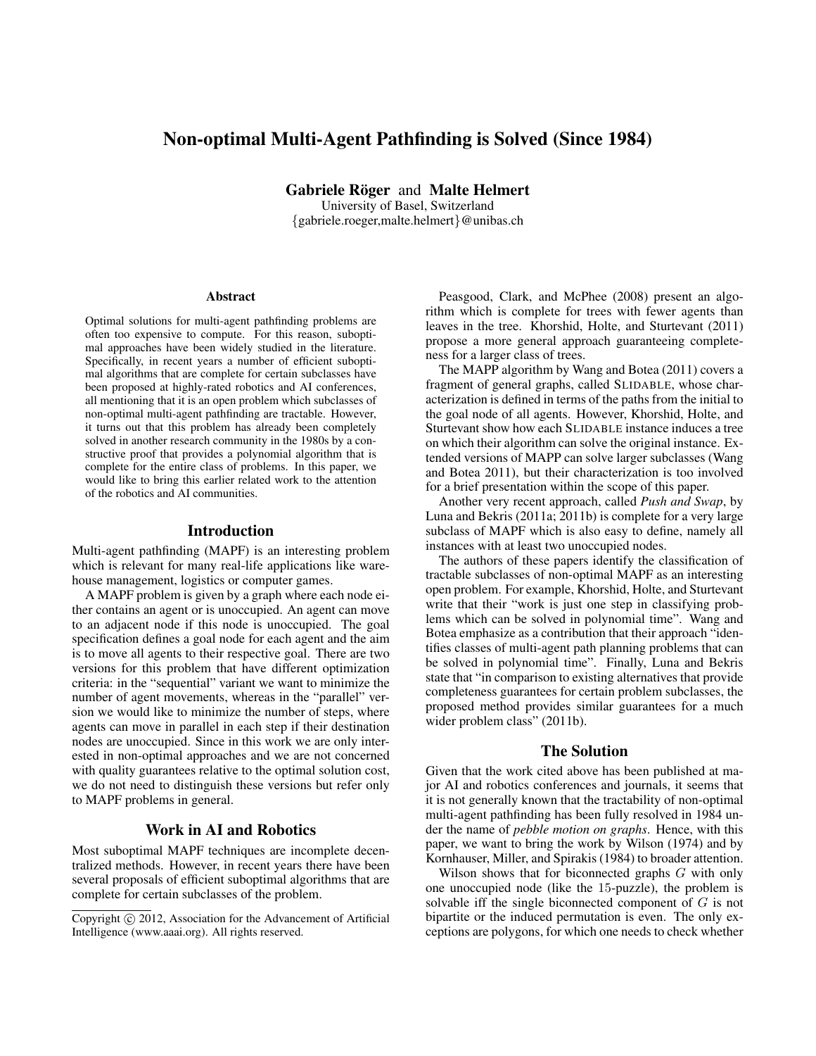# Non-optimal Multi-Agent Pathfinding is Solved (Since 1984)

**Gabriele Röger** and **Malte Helmert**

University of Basel, Switzerland

{gabriele.roeger,malte.helmert}@unibas.ch

### Abstract

Optimal solutions for multi-agent pathfinding problems are often too expensive to compute. For this reason, suboptimal approaches have been widely studied in the literature. Specifically, in recent years a number of efficient suboptimal algorithms that are complete for certain subclasses have been proposed at highly-rated robotics and AI conferences, all mentioning that it is an open problem which subclasses of non-optimal multi-agent pathfinding are tractable. However, it turns out that this problem has already been completely solved in another research community in the 1980s by a constructive proof that provides a polynomial algorithm that is complete for the entire class of problems. In this paper, we would like to bring this earlier related work to the attention of the robotics and AI communities.

## Introduction

Multi-agent pathfinding (MAPF) is an interesting problem which is relevant for many real-life applications like warehouse management, logistics or computer games.

A MAPF problem is given by a graph where each node either contains an agent or is unoccupied. An agent can move to an adjacent node if this node is unoccupied. The goal specification defines a goal node for each agent and the aim is to move all agents to their respective goal. There are two versions for this problem that have different optimization criteria: in the "sequential" variant we want to minimize the number of agent movements, whereas in the "parallel" version we would like to minimize the number of steps, where agents can move in parallel in each step if their destination nodes are unoccupied. Since in this work we are only interested in non-optimal approaches and we are not concerned with quality guarantees relative to the optimal solution cost, we do not need to distinguish these versions but refer only to MAPF problems in general.

## Work in AI and Robotics

Most suboptimal MAPF techniques are incomplete decentralized methods. However, in recent years there have been several proposals of efficient suboptimal algorithms that are complete for certain subclasses of the problem.

Copyright © 2012, Association for the Advancement of Artificial Intelligence (www.aaai.org). All rights reserved.

Peasgood, Clark, and McPhee (2008) present an algorithm which is complete for trees with fewer agents than leaves in the tree. Khorshid, Holte, and Sturtevant (2011) propose a more general approach guaranteeing completeness for a larger class of trees.

The MAPP algorithm by Wang and Botea (2011) covers a fragment of general graphs, called SLIDABLE, whose characterization is defined in terms of the paths from the initial to the goal node of all agents. However, Khorshid, Holte, and Sturtevant show how each SLIDABLE instance induces a tree on which their algorithm can solve the original instance. Extended versions of MAPP can solve larger subclasses (Wang and Botea 2011), but their characterization is too involved for a brief presentation within the scope of this paper.

Another very recent approach, called *Push and Swap*, by Luna and Bekris (2011a; 2011b) is complete for a very large subclass of MAPF which is also easy to define, namely all instances with at least two unoccupied nodes.

The authors of these papers identify the classification of tractable subclasses of non-optimal MAPF as an interesting open problem. For example, Khorshid, Holte, and Sturtevant write that their "work is just one step in classifying problems which can be solved in polynomial time". Wang and Botea emphasize as a contribution that their approach "identifies classes of multi-agent path planning problems that can be solved in polynomial time". Finally, Luna and Bekris state that "in comparison to existing alternatives that provide completeness guarantees for certain problem subclasses, the proposed method provides similar guarantees for a much wider problem class" (2011b).

## The Solution

Given that the work cited above has been published at major AI and robotics conferences and journals, it seems that it is not generally known that the tractability of non-optimal multi-agent pathfinding has been fully resolved in 1984 under the name of *pebble motion on graphs*. Hence, with this paper, we want to bring the work by Wilson (1974) and by Kornhauser, Miller, and Spirakis (1984) to broader attention.

Wilson shows that for biconnected graphs $G$ with only one unoccupied node (like the 15-puzzle), the problem is solvable iff the single biconnected component of $G$ is not bipartite or the induced permutation is even. The only exceptions are polygons, for which one needs to check whether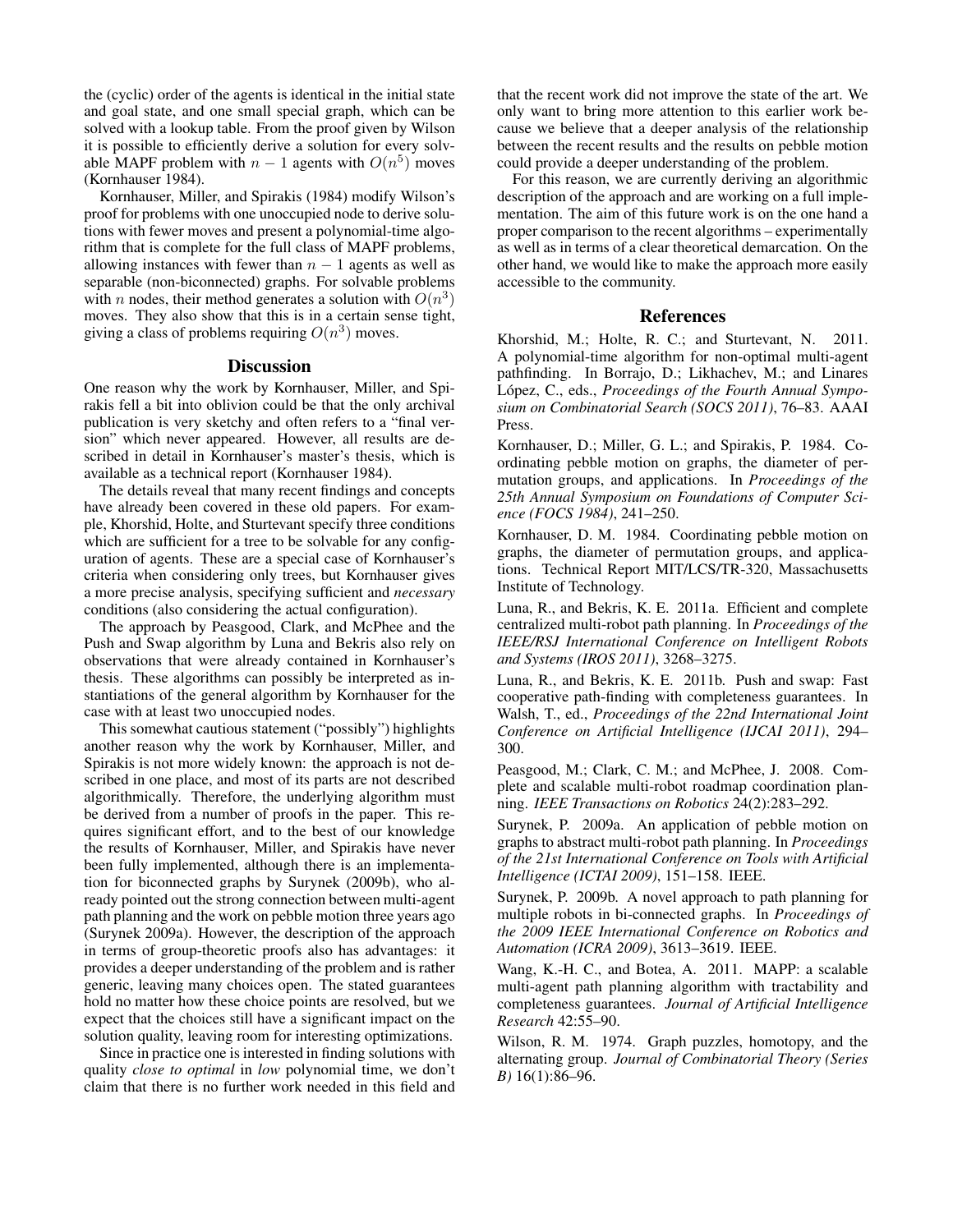the (cyclic) order of the agents is identical in the initial state and goal state, and one small special graph, which can be solved with a lookup table. From the proof given by Wilson it is possible to efficiently derive a solution for every solvable MAPF problem with $n-1$ agents with $O(n^5)$ moves (Kornhauser 1984).

Kornhauser, Miller, and Spirakis (1984) modify Wilson's proof for problems with one unoccupied node to derive solutions with fewer moves and present a polynomial-time algorithm that is complete for the full class of MAPF problems, allowing instances with fewer than $n-1$ agents as well as separable (non-biconnected) graphs. For solvable problems with $n$ nodes, their method generates a solution with $O(n^3)$ moves. They also show that this is in a certain sense tight, giving a class of problems requiring $O(n^3)$ moves.

## Discussion

One reason why the work by Kornhauser, Miller, and Spirakis fell a bit into oblivion could be that the only archival publication is very sketchy and often refers to a "final version" which never appeared. However, all results are described in detail in Kornhauser's master's thesis, which is available as a technical report (Kornhauser 1984).

The details reveal that many recent findings and concepts have already been covered in these old papers. For example, Khorshid, Holte, and Sturtevant specify three conditions which are sufficient for a tree to be solvable for any configuration of agents. These are a special case of Kornhauser's criteria when considering only trees, but Kornhauser gives a more precise analysis, specifying sufficient and *necessary* conditions (also considering the actual configuration).

The approach by Peasgood, Clark, and McPhee and the Push and Swap algorithm by Luna and Bekris also rely on observations that were already contained in Kornhauser's thesis. These algorithms can possibly be interpreted as instantiations of the general algorithm by Kornhauser for the case with at least two unoccupied nodes.

This somewhat cautious statement ("possibly") highlights another reason why the work by Kornhauser, Miller, and Spirakis is not more widely known: the approach is not described in one place, and most of its parts are not described algorithmically. Therefore, the underlying algorithm must be derived from a number of proofs in the paper. This requires significant effort, and to the best of our knowledge the results of Kornhauser, Miller, and Spirakis have never been fully implemented, although there is an implementation for biconnected graphs by Surynek (2009b), who already pointed out the strong connection between multi-agent path planning and the work on pebble motion three years ago (Surynek 2009a). However, the description of the approach in terms of group-theoretic proofs also has advantages: it provides a deeper understanding of the problem and is rather generic, leaving many choices open. The stated guarantees hold no matter how these choice points are resolved, but we expect that the choices still have a significant impact on the solution quality, leaving room for interesting optimizations.

Since in practice one is interested in finding solutions with quality *close to optimal* in *low* polynomial time, we don't claim that there is no further work needed in this field and that the recent work did not improve the state of the art. We only want to bring more attention to this earlier work because we believe that a deeper analysis of the relationship between the recent results and the results on pebble motion could provide a deeper understanding of the problem.

For this reason, we are currently deriving an algorithmic description of the approach and are working on a full implementation. The aim of this future work is on the one hand a proper comparison to the recent algorithms – experimentally as well as in terms of a clear theoretical demarcation. On the other hand, we would like to make the approach more easily accessible to the community.

## References

Khorshid, M.; Holte, R. C.; and Sturtevant, N. 2011. A polynomial-time algorithm for non-optimal multi-agent pathfinding. In Borrajo, D.; Likhachev, M.; and Linares López, C., eds., *Proceedings of the Fourth Annual Symposium on Combinatorial Search (SOCS 2011)*, 76–83. AAAI Press.

Kornhauser, D.; Miller, G. L.; and Spirakis, P. 1984. Coordinating pebble motion on graphs, the diameter of permutation groups, and applications. In *Proceedings of the 25th Annual Symposium on Foundations of Computer Science (FOCS 1984)*, 241–250.

Kornhauser, D. M. 1984. Coordinating pebble motion on graphs, the diameter of permutation groups, and applications. Technical Report MIT/LCS/TR-320, Massachusetts Institute of Technology.

Luna, R., and Bekris, K. E. 2011a. Efficient and complete centralized multi-robot path planning. In *Proceedings of the IEEE/RSJ International Conference on Intelligent Robots and Systems (IROS 2011)*, 3268–3275.

Luna, R., and Bekris, K. E. 2011b. Push and swap: Fast cooperative path-finding with completeness guarantees. In Walsh, T., ed., *Proceedings of the 22nd International Joint Conference on Artificial Intelligence (IJCAI 2011)*, 294–300.

Peasgood, M.; Clark, C. M.; and McPhee, J. 2008. Complete and scalable multi-robot roadmap coordination planning. *IEEE Transactions on Robotics* 24(2):283–292.

Surynek, P. 2009a. An application of pebble motion on graphs to abstract multi-robot path planning. In *Proceedings of the 21st International Conference on Tools with Artificial Intelligence (ICTAI 2009)*, 151–158. IEEE.

Surynek, P. 2009b. A novel approach to path planning for multiple robots in bi-connected graphs. In *Proceedings of the 2009 IEEE International Conference on Robotics and Automation (ICRA 2009)*, 3613–3619. IEEE.

Wang, K.-H. C., and Botea, A. 2011. MAPP: a scalable multi-agent path planning algorithm with tractability and completeness guarantees. *Journal of Artificial Intelligence Research* 42:55–90.

Wilson, R. M. 1974. Graph puzzles, homotopy, and the alternating group. *Journal of Combinatorial Theory (Series B)* 16(1):86–96.